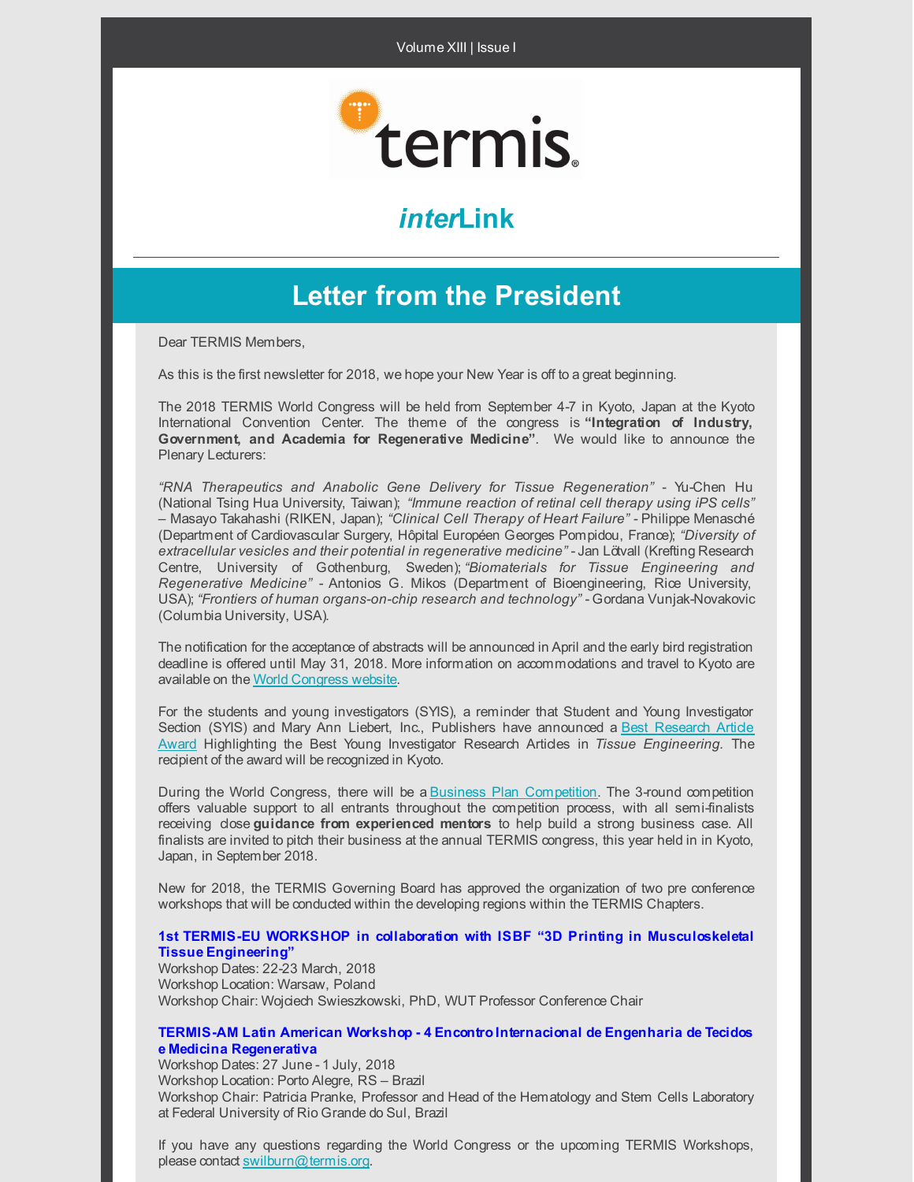Volume XIII | Issue I

# *inter*Link

## Letter from the President

Dear TERMIS Members,

As this is the first newsletter for 2018, we hope your New Year is off to a great beginning.

The 2018 TERMIS World Congress will be held from September 4-7 in Kyoto, Japan at the Kyoto International Convention Center. The theme of the congress is **"Integration of Industry, Government, and Academia for Regenerative Medicine"**. We would like to announce the Plenary Lecturers:

*"RNA Therapeutics and Anabolic Gene Delivery for Tissue Regeneration"* - Yu-Chen Hu (National Tsing Hua University, Taiwan); *"Immune reaction of retinal cell therapy using iPS cells"* – Masayo Takahashi (RIKEN, Japan); *"Clinical Cell Therapy of Heart Failure"* - Philippe Menasché (Department of Cardiovascular Surgery, Hôpital Européen Georges Pompidou, France); *"Diversity of extracellular vesicles and their potential in regenerative medicine"* - Jan Lötvall (Krefting Research Centre, University of Gothenburg, Sweden); *"Biomaterials for Tissue Engineering and Regenerative Medicine"* - Antonios G. Mikos (Department of Bioengineering, Rice University, USA); *"Frontiers of human organs-on-chip research and technology"* - Gordana Vunjak-Novakovic (Columbia University, USA).

The notification for the acceptance of abstracts will be announced in April and the early bird registration deadline is offered until May 31, 2018. More information on accommodations and travel to Kyoto are available on the World Congress website.

For the students and young investigators (SYIS), a reminder that Student and Young Investigator Section (SYIS) and Mary Ann Liebert, Inc., Publishers have announced a Best Research Article Award Highlighting the Best Young Investigator Research Articles in *Tissue Engineering*. The recipient of the award will be recognized in Kyoto.

During the World Congress, there will be a Business Plan Competition. The 3-round competition offers valuable support to all entrants throughout the competition process, with all semi-finalists receiving close **guidance from experienced mentors** to help build a strong business case. All finalists are invited to pitch their business at the annual TERMIS congress, this year held in in Kyoto, Japan, in September 2018.

New for 2018, the TERMIS Governing Board has approved the organization of two pre conference workshops that will be conducted within the developing regions within the TERMIS Chapters.

**1st TERMIS-EU WORKSHOP in collaboration with ISBF "3D Printing in Musculoskeletal Tissue Engineering"**
Workshop Dates: 22-23 March, 2018
Workshop Location: Warsaw, Poland
Workshop Chair: Wojciech Swieszkowski, PhD, WUT Professor Conference Chair

**TERMIS-AM Latin American Workshop - 4 Encontro Internacional de Engenharia de Tecidos e Medicina Regenerativa**
Workshop Dates: 27 June - 1 July, 2018
Workshop Location: Porto Alegre, RS – Brazil
Workshop Chair: Patricia Pranke, Professor and Head of the Hematology and Stem Cells Laboratory at Federal University of Rio Grande do Sul, Brazil

If you have any questions regarding the World Congress or the upcoming TERMIS Workshops, please contact swilburn@termis.org.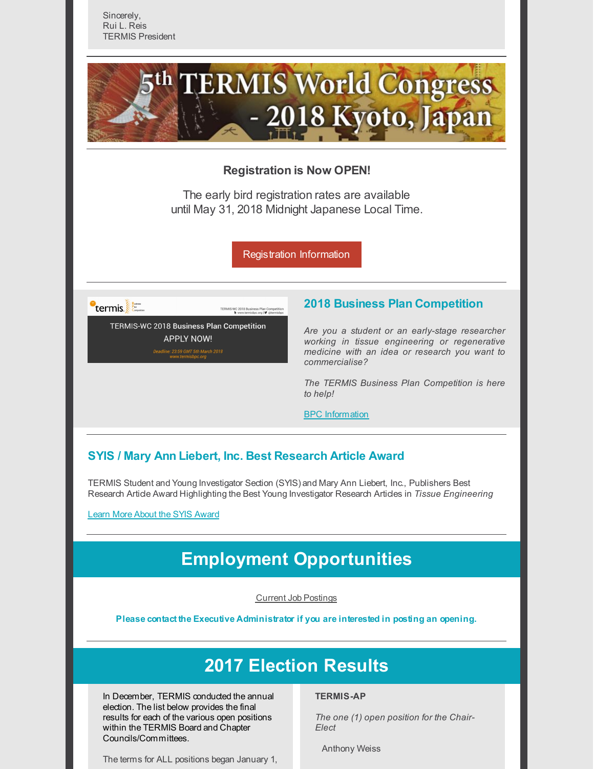Sincerely,
Rui L. Reis
TERMIS President

# 5th TERMIS World Congress - 2018 Kyoto, Japan

**Registration is Now OPEN!**

The early bird registration rates are available until May 31, 2018 Midnight Japanese Local Time.

Registration Information

## 2018 Business Plan Competition

TERMIS-WC 2018 Business Plan Competition
APPLY NOW!
Deadline: 23:59 GMT 5th March 2018
www.termisbpc.org

*Are you a student or an early-stage researcher working in tissue engineering or regenerative medicine with an idea or research you want to commercialise?*

*The TERMIS Business Plan Competition is here to help!*

BPC Information

## SYIS / Mary Ann Liebert, Inc. Best Research Article Award

TERMIS Student and Young Investigator Section (SYIS) and Mary Ann Liebert, Inc., Publishers Best Research Article Award Highlighting the Best Young Investigator Research Articles in *Tissue Engineering*

Learn More About the SYIS Award

# Employment Opportunities

Current Job Postings

**Please contact the Executive Administrator if you are interested in posting an opening.**

# 2017 Election Results

In December, TERMIS conducted the annual election. The list below provides the final results for each of the various open positions within the TERMIS Board and Chapter Councils/Committees.

The terms for ALL positions began January 1,

**TERMIS-AP**

*The one (1) open position for the Chair-Elect*

Anthony Weiss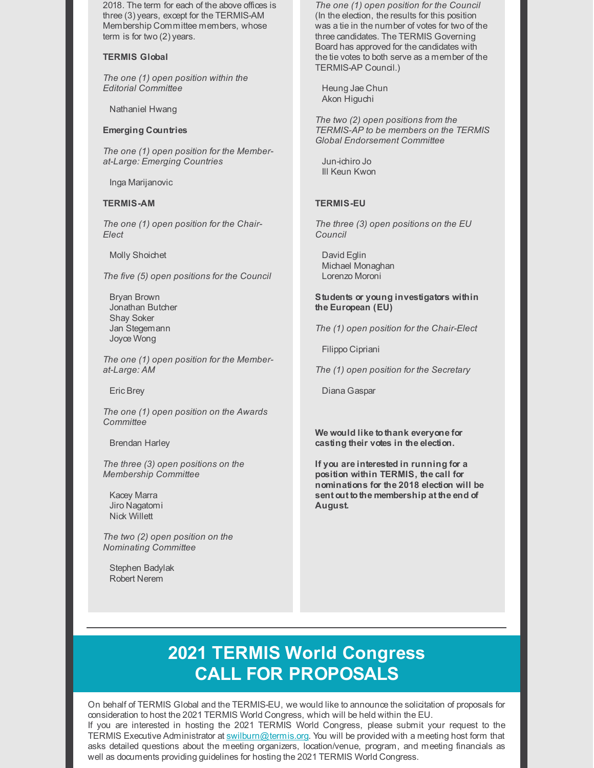2018. The term for each of the above offices is three (3) years, except for the TERMIS-AM Membership Committee members, whose term is for two (2) years.

**TERMIS Global**

*The one (1) open position within the Editorial Committee*

Nathaniel Hwang

**Emerging Countries**

*The one (1) open position for the Member-at-Large: Emerging Countries*

Inga Marijanovic

**TERMIS-AM**

*The one (1) open position for the Chair-Elect*

Molly Shoichet

*The five (5) open positions for the Council*

Bryan Brown
Jonathan Butcher
Shay Soker
Jan Stegemann
Joyce Wong

*The one (1) open position for the Member-at-Large: AM*

Eric Brey

*The one (1) open position on the Awards Committee*

Brendan Harley

*The three (3) open positions on the Membership Committee*

Kacey Marra
Jiro Nagatomi
Nick Willett

*The two (2) open position on the Nominating Committee*

Stephen Badylak
Robert Nerem

*The one (1) open position for the Council* (In the election, the results for this position was a tie in the number of votes for two of the three candidates. The TERMIS Governing Board has approved for the candidates with the tie votes to both serve as a member of the TERMIS-AP Council.)

Heung Jae Chun
Akon Higuchi

*The two (2) open positions from the TERMIS-AP to be members on the TERMIS Global Endorsement Committee*

Jun-ichiro Jo
Ill Keun Kwon

**TERMIS-EU**

*The three (3) open positions on the EU Council*

David Eglin
Michael Monaghan
Lorenzo Moroni

**Students or young investigators within the European (EU)**

*The (1) open position for the Chair-Elect*

Filippo Cipriani

*The (1) open position for the Secretary*

Diana Gaspar

**We would like to thank everyone for casting their votes in the election.**

**If you are interested in running for a position within TERMIS, the call for nominations for the 2018 election will be sent out to the membership at the end of August.**

---

## 2021 TERMIS World Congress CALL FOR PROPOSALS

On behalf of TERMIS Global and the TERMIS-EU, we would like to announce the solicitation of proposals for consideration to host the 2021 TERMIS World Congress, which will be held within the EU.

If you are interested in hosting the 2021 TERMIS World Congress, please submit your request to the TERMIS Executive Administrator at swilburn@termis.org. You will be provided with a meeting host form that asks detailed questions about the meeting organizers, location/venue, program, and meeting financials as well as documents providing guidelines for hosting the 2021 TERMIS World Congress.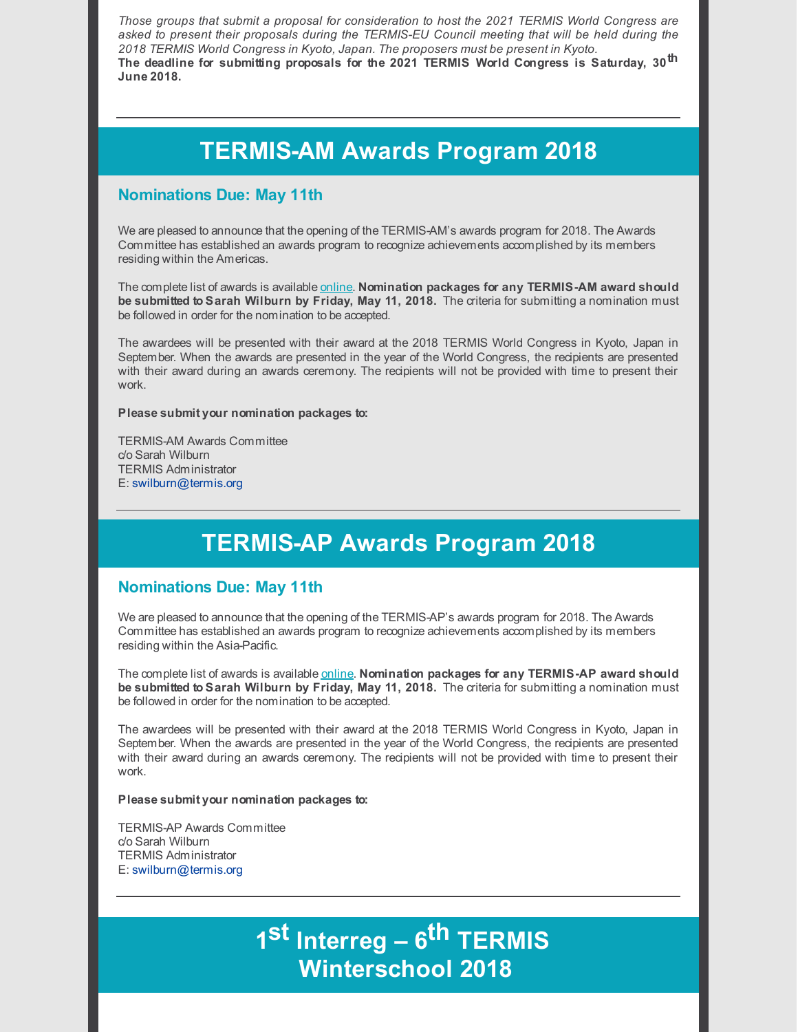*Those groups that submit a proposal for consideration to host the 2021 TERMIS World Congress are asked to present their proposals during the TERMIS-EU Council meeting that will be held during the 2018 TERMIS World Congress in Kyoto, Japan. The proposers must be present in Kyoto.*

**The deadline for submitting proposals for the 2021 TERMIS World Congress is Saturday, 30th June 2018.**

---

# TERMIS-AM Awards Program 2018

## Nominations Due: May 11th

We are pleased to announce that the opening of the TERMIS-AM's awards program for 2018. The Awards Committee has established an awards program to recognize achievements accomplished by its members residing within the Americas.

The complete list of awards is available online. **Nomination packages for any TERMIS-AM award should be submitted to Sarah Wilburn by Friday, May 11, 2018.** The criteria for submitting a nomination must be followed in order for the nomination to be accepted.

The awardees will be presented with their award at the 2018 TERMIS World Congress in Kyoto, Japan in September. When the awards are presented in the year of the World Congress, the recipients are presented with their award during an awards ceremony. The recipients will not be provided with time to present their work.

**Please submit your nomination packages to:**

TERMIS-AM Awards Committee
c/o Sarah Wilburn
TERMIS Administrator
E: swilburn@termis.org

---

# TERMIS-AP Awards Program 2018

## Nominations Due: May 11th

We are pleased to announce that the opening of the TERMIS-AP's awards program for 2018. The Awards Committee has established an awards program to recognize achievements accomplished by its members residing within the Asia-Pacific.

The complete list of awards is available online. **Nomination packages for any TERMIS-AP award should be submitted to Sarah Wilburn by Friday, May 11, 2018.** The criteria for submitting a nomination must be followed in order for the nomination to be accepted.

The awardees will be presented with their award at the 2018 TERMIS World Congress in Kyoto, Japan in September. When the awards are presented in the year of the World Congress, the recipients are presented with their award during an awards ceremony. The recipients will not be provided with time to present their work.

**Please submit your nomination packages to:**

TERMIS-AP Awards Committee
c/o Sarah Wilburn
TERMIS Administrator
E: swilburn@termis.org

---

# 1st Interreg – 6th TERMIS Winterschool 2018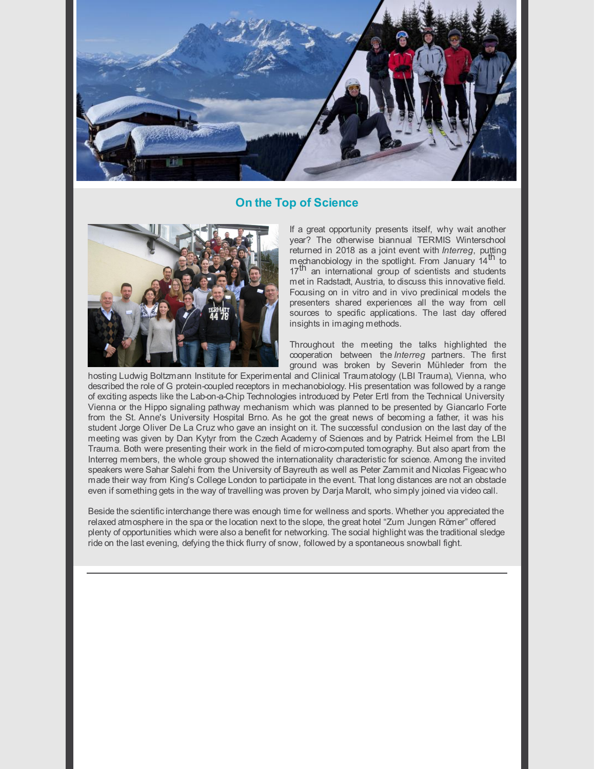## On the Top of Science

If a great opportunity presents itself, why wait another year? The otherwise biannual TERMIS Winterschool returned in 2018 as a joint event with *Interreg*, putting mechanobiology in the spotlight. From January 14th to 17th an international group of scientists and students met in Radstadt, Austria, to discuss this innovative field. Focusing on in vitro and in vivo preclinical models the presenters shared experiences all the way from cell sources to specific applications. The last day offered insights in imaging methods.

Throughout the meeting the talks highlighted the cooperation between the *Interreg* partners. The first ground was broken by Severin Mühleder from the hosting Ludwig Boltzmann Institute for Experimental and Clinical Traumatology (LBI Trauma), Vienna, who described the role of G protein-coupled receptors in mechanobiology. His presentation was followed by a range of exciting aspects like the Lab-on-a-Chip Technologies introduced by Peter Ertl from the Technical University Vienna or the Hippo signaling pathway mechanism which was planned to be presented by Giancarlo Forte from the St. Anne's University Hospital Brno. As he got the great news of becoming a father, it was his student Jorge Oliver De La Cruz who gave an insight on it. The successful conclusion on the last day of the meeting was given by Dan Kytyr from the Czech Academy of Sciences and by Patrick Heimel from the LBI Trauma. Both were presenting their work in the field of micro-computed tomography. But also apart from the Interreg members, the whole group showed the internationality characteristic for science. Among the invited speakers were Sahar Salehi from the University of Bayreuth as well as Peter Zammit and Nicolas Figeac who made their way from King's College London to participate in the event. That long distances are not an obstacle even if something gets in the way of travelling was proven by Darja Marolt, who simply joined via video call.

Beside the scientific interchange there was enough time for wellness and sports. Whether you appreciated the relaxed atmosphere in the spa or the location next to the slope, the great hotel "Zum Jungen Römer" offered plenty of opportunities which were also a benefit for networking. The social highlight was the traditional sledge ride on the last evening, defying the thick flurry of snow, followed by a spontaneous snowball fight.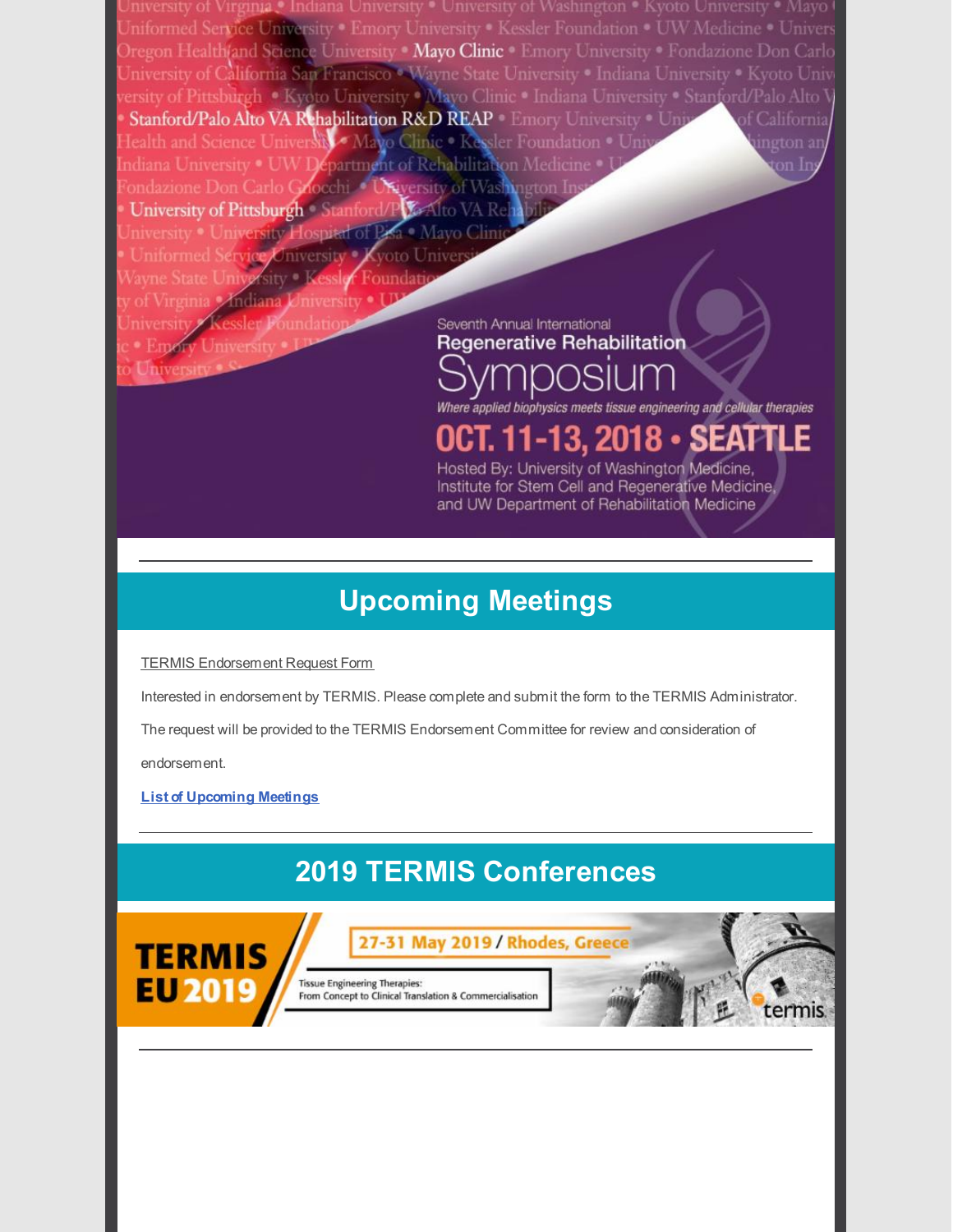Seventh Annual International

Regenerative Rehabilitation

Symposium

*Where applied biophysics meets tissue engineering and cellular therapies*

OCT. 11-13, 2018 • SEATTLE

Hosted By: University of Washington Medicine, Institute for Stem Cell and Regenerative Medicine, and UW Department of Rehabilitation Medicine

## Upcoming Meetings

TERMIS Endorsement Request Form

Interested in endorsement by TERMIS. Please complete and submit the form to the TERMIS Administrator. The request will be provided to the TERMIS Endorsement Committee for review and consideration of endorsement.

**List of Upcoming Meetings**

## 2019 TERMIS Conferences

TERMIS EU 2019

27-31 May 2019 / Rhodes, Greece

Tissue Engineering Therapies: From Concept to Clinical Translation & Commercialisation

termis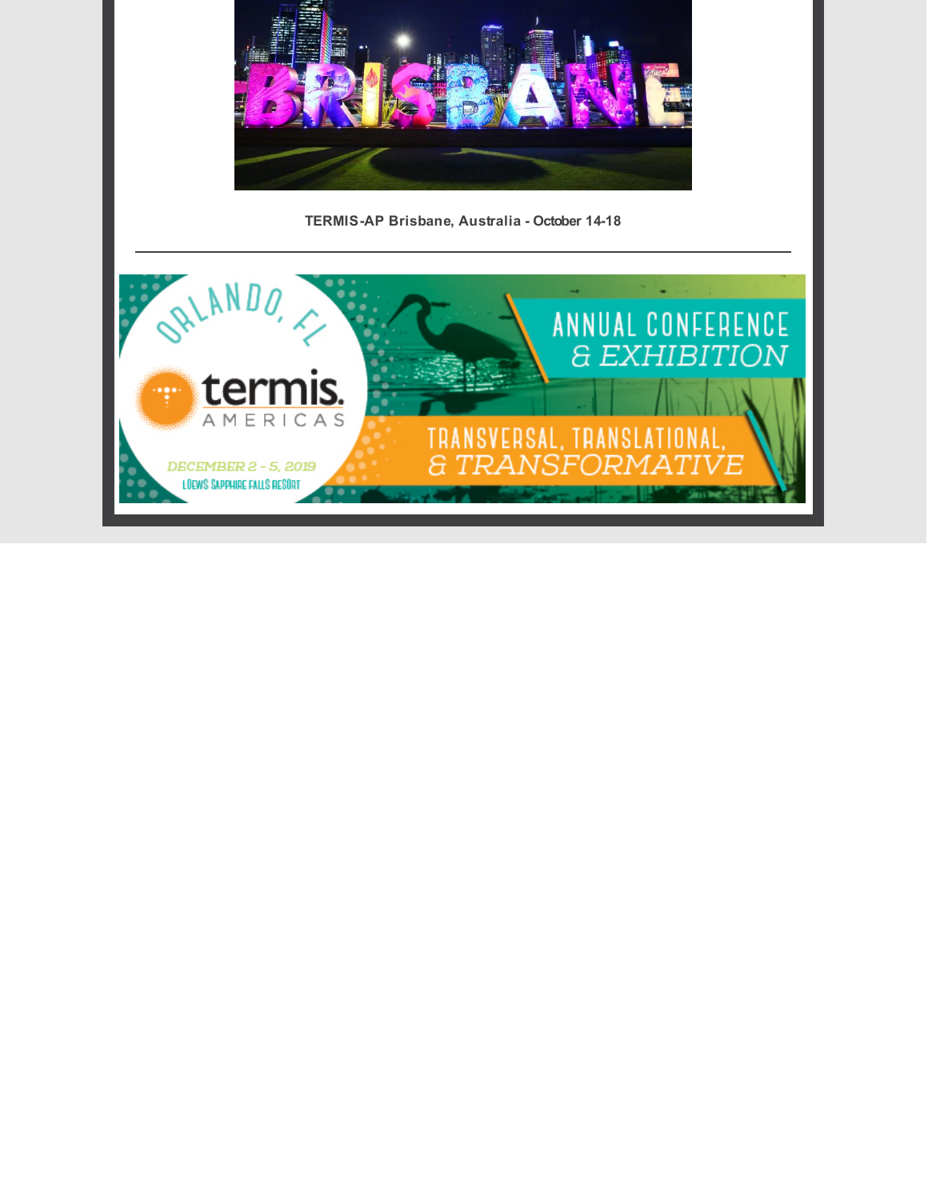TERMIS-AP Brisbane, Australia - October 14-18

---